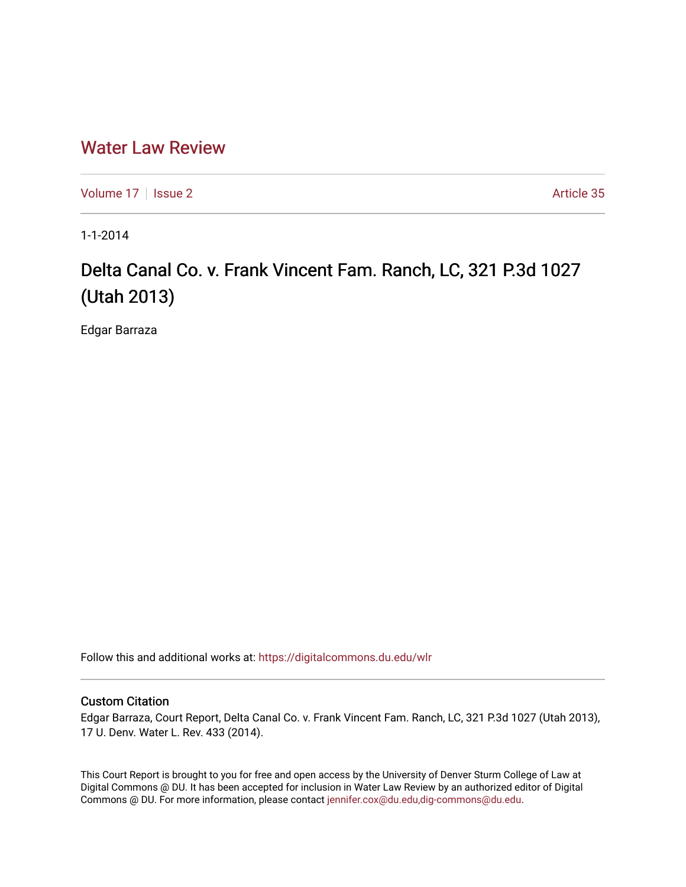# Water Law Review

Volume 17 | Issue 2 | Article 35

1-1-2014

## Delta Canal Co. v. Frank Vincent Fam. Ranch, LC, 321 P.3d 1027 (Utah 2013)

Edgar Barraza

Follow this and additional works at: https://digitalcommons.du.edu/wlr

### Custom Citation

Edgar Barraza, Court Report, Delta Canal Co. v. Frank Vincent Fam. Ranch, LC, 321 P.3d 1027 (Utah 2013), 17 U. Denv. Water L. Rev. 433 (2014).

This Court Report is brought to you for free and open access by the University of Denver Sturm College of Law at Digital Commons @ DU. It has been accepted for inclusion in Water Law Review by an authorized editor of Digital Commons @ DU. For more information, please contact jennifer.cox@du.edu,dig-commons@du.edu.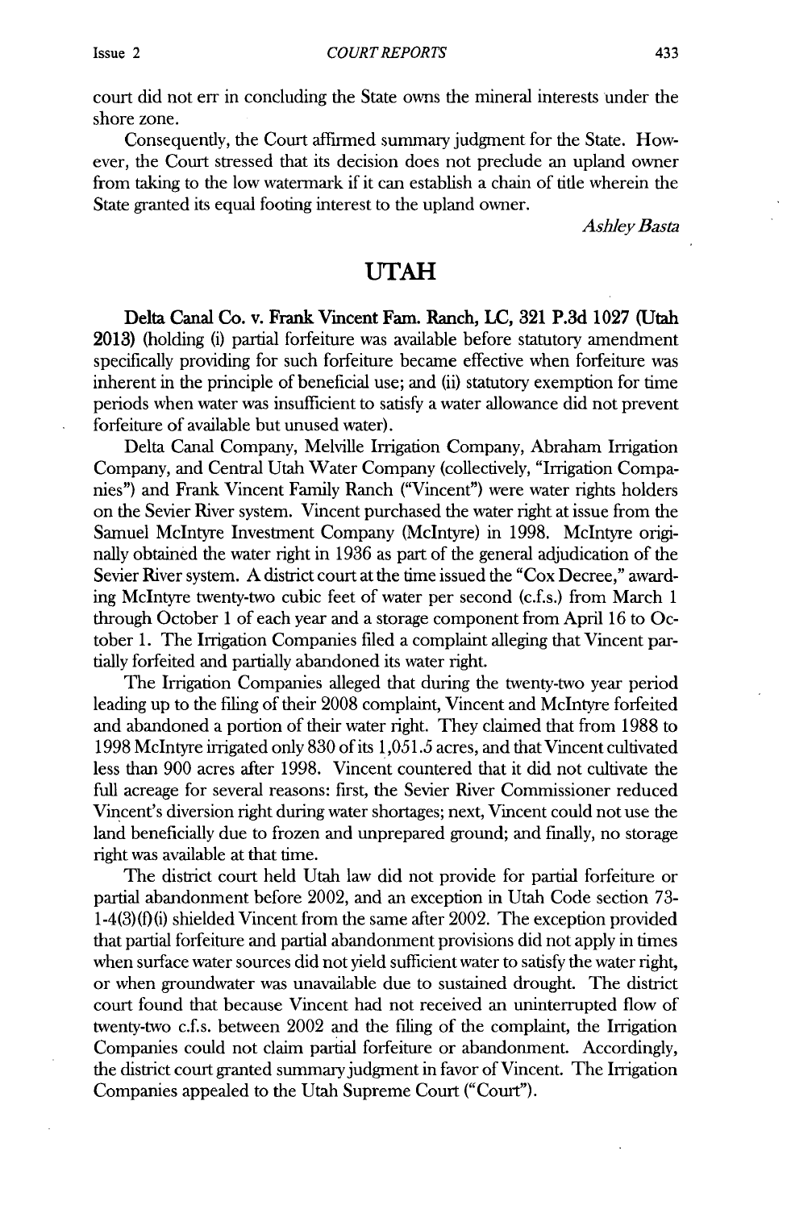court did not err in concluding the State owns the mineral interests under the shore zone.

Consequently, the Court affirmed summary judgment for the State. However, the Court stressed that its decision does not preclude an upland owner from taking to the low watermark if it can establish a chain of title wherein the State granted its equal footing interest to the upland owner.

*Ashley Basta*

## UTAH

**Delta Canal Co. v. Frank Vincent Fam. Ranch, LC, 321 P.3d 1027 (Utah 2013)** (holding (i) partial forfeiture was available before statutory amendment specifically providing for such forfeiture became effective when forfeiture was inherent in the principle of beneficial use; and (ii) statutory exemption for time periods when water was insufficient to satisfy a water allowance did not prevent forfeiture of available but unused water).

Delta Canal Company, Melville Irrigation Company, Abraham Irrigation Company, and Central Utah Water Company (collectively, "Irrigation Companies") and Frank Vincent Family Ranch ("Vincent") were water rights holders on the Sevier River system. Vincent purchased the water right at issue from the Samuel McIntyre Investment Company (McIntyre) in 1998. McIntyre originally obtained the water right in 1936 as part of the general adjudication of the Sevier River system. A district court at the time issued the "Cox Decree," awarding McIntyre twenty-two cubic feet of water per second (c.f.s.) from March 1 through October 1 of each year and a storage component from April 16 to October 1. The Irrigation Companies filed a complaint alleging that Vincent partially forfeited and partially abandoned its water right.

The Irrigation Companies alleged that during the twenty-two year period leading up to the filing of their 2008 complaint, Vincent and McIntyre forfeited and abandoned a portion of their water right. They claimed that from 1988 to 1998 McIntyre irrigated only 830 of its 1,051.5 acres, and that Vincent cultivated less than 900 acres after 1998. Vincent countered that it did not cultivate the full acreage for several reasons: first, the Sevier River Commissioner reduced Vincent's diversion right during water shortages; next, Vincent could not use the land beneficially due to frozen and unprepared ground; and finally, no storage right was available at that time.

The district court held Utah law did not provide for partial forfeiture or partial abandonment before 2002, and an exception in Utah Code section 73-1-4(3)(f)(i) shielded Vincent from the same after 2002. The exception provided that partial forfeiture and partial abandonment provisions did not apply in times when surface water sources did not yield sufficient water to satisfy the water right, or when groundwater was unavailable due to sustained drought. The district court found that because Vincent had not received an uninterrupted flow of twenty-two c.f.s. between 2002 and the filing of the complaint, the Irrigation Companies could not claim partial forfeiture or abandonment. Accordingly, the district court granted summary judgment in favor of Vincent. The Irrigation Companies appealed to the Utah Supreme Court ("Court").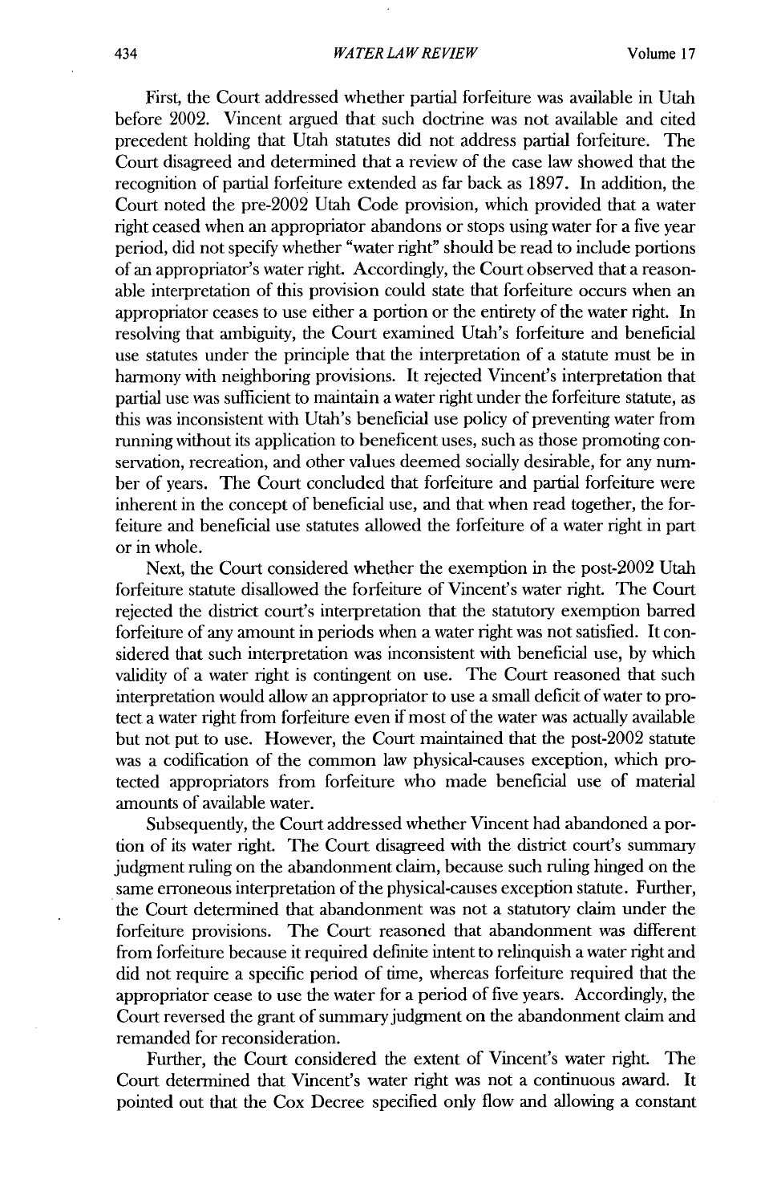First, the Court addressed whether partial forfeiture was available in Utah before 2002. Vincent argued that such doctrine was not available and cited precedent holding that Utah statutes did not address partial forfeiture. The Court disagreed and determined that a review of the case law showed that the recognition of partial forfeiture extended as far back as 1897. In addition, the Court noted the pre-2002 Utah Code provision, which provided that a water right ceased when an appropriator abandons or stops using water for a five year period, did not specify whether "water right" should be read to include portions of an appropriator's water right. Accordingly, the Court observed that a reasonable interpretation of this provision could state that forfeiture occurs when an appropriator ceases to use either a portion or the entirety of the water right. In resolving that ambiguity, the Court examined Utah's forfeiture and beneficial use statutes under the principle that the interpretation of a statute must be in harmony with neighboring provisions. It rejected Vincent's interpretation that partial use was sufficient to maintain a water right under the forfeiture statute, as this was inconsistent with Utah's beneficial use policy of preventing water from running without its application to beneficent uses, such as those promoting conservation, recreation, and other values deemed socially desirable, for any number of years. The Court concluded that forfeiture and partial forfeiture were inherent in the concept of beneficial use, and that when read together, the forfeiture and beneficial use statutes allowed the forfeiture of a water right in part or in whole.

Next, the Court considered whether the exemption in the post-2002 Utah forfeiture statute disallowed the forfeiture of Vincent's water right. The Court rejected the district court's interpretation that the statutory exemption barred forfeiture of any amount in periods when a water right was not satisfied. It considered that such interpretation was inconsistent with beneficial use, by which validity of a water right is contingent on use. The Court reasoned that such interpretation would allow an appropriator to use a small deficit of water to protect a water right from forfeiture even if most of the water was actually available but not put to use. However, the Court maintained that the post-2002 statute was a codification of the common law physical-causes exception, which protected appropriators from forfeiture who made beneficial use of material amounts of available water.

Subsequently, the Court addressed whether Vincent had abandoned a portion of its water right. The Court disagreed with the district court's summary judgment ruling on the abandonment claim, because such ruling hinged on the same erroneous interpretation of the physical-causes exception statute. Further, the Court determined that abandonment was not a statutory claim under the forfeiture provisions. The Court reasoned that abandonment was different from forfeiture because it required definite intent to relinquish a water right and did not require a specific period of time, whereas forfeiture required that the appropriator cease to use the water for a period of five years. Accordingly, the Court reversed the grant of summary judgment on the abandonment claim and remanded for reconsideration.

Further, the Court considered the extent of Vincent's water right. The Court determined that Vincent's water right was not a continuous award. It pointed out that the Cox Decree specified only flow and allowing a constant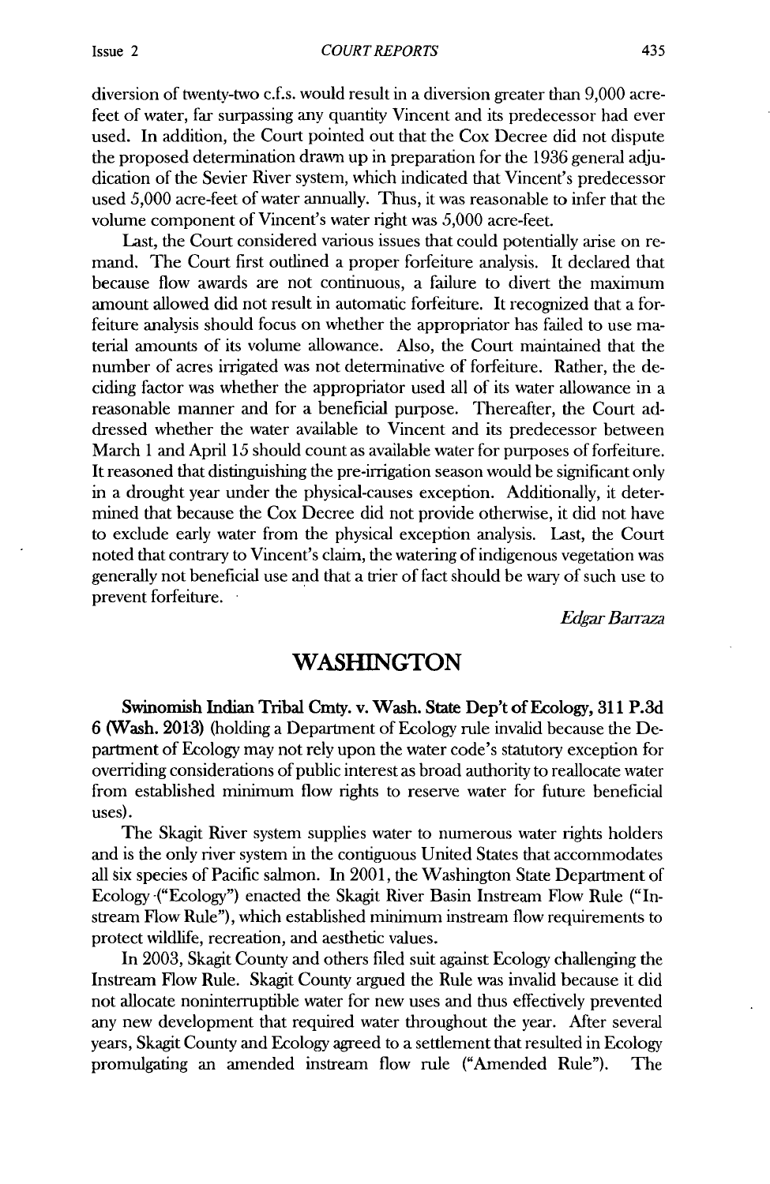diversion of twenty-two c.f.s. would result in a diversion greater than 9,000 acre-feet of water, far surpassing any quantity Vincent and its predecessor had ever used. In addition, the Court pointed out that the Cox Decree did not dispute the proposed determination drawn up in preparation for the 1936 general adjudication of the Sevier River system, which indicated that Vincent's predecessor used 5,000 acre-feet of water annually. Thus, it was reasonable to infer that the volume component of Vincent's water right was 5,000 acre-feet.

Last, the Court considered various issues that could potentially arise on remand. The Court first outlined a proper forfeiture analysis. It declared that because flow awards are not continuous, a failure to divert the maximum amount allowed did not result in automatic forfeiture. It recognized that a forfeiture analysis should focus on whether the appropriator has failed to use material amounts of its volume allowance. Also, the Court maintained that the number of acres irrigated was not determinative of forfeiture. Rather, the deciding factor was whether the appropriator used all of its water allowance in a reasonable manner and for a beneficial purpose. Thereafter, the Court addressed whether the water available to Vincent and its predecessor between March 1 and April 15 should count as available water for purposes of forfeiture. It reasoned that distinguishing the pre-irrigation season would be significant only in a drought year under the physical-causes exception. Additionally, it determined that because the Cox Decree did not provide otherwise, it did not have to exclude early water from the physical exception analysis. Last, the Court noted that contrary to Vincent's claim, the watering of indigenous vegetation was generally not beneficial use and that a trier of fact should be wary of such use to prevent forfeiture.

*Edgar Barraza*

## WASHINGTON

**Swinomish Indian Tribal Cmty. v. Wash. State Dep't of Ecology, 311 P.3d 6 (Wash. 2013)** (holding a Department of Ecology rule invalid because the Department of Ecology may not rely upon the water code's statutory exception for overriding considerations of public interest as broad authority to reallocate water from established minimum flow rights to reserve water for future beneficial uses).

The Skagit River system supplies water to numerous water rights holders and is the only river system in the contiguous United States that accommodates all six species of Pacific salmon. In 2001, the Washington State Department of Ecology ("Ecology") enacted the Skagit River Basin Instream Flow Rule ("Instream Flow Rule"), which established minimum instream flow requirements to protect wildlife, recreation, and aesthetic values.

In 2003, Skagit County and others filed suit against Ecology challenging the Instream Flow Rule. Skagit County argued the Rule was invalid because it did not allocate noninterruptible water for new uses and thus effectively prevented any new development that required water throughout the year. After several years, Skagit County and Ecology agreed to a settlement that resulted in Ecology promulgating an amended instream flow rule ("Amended Rule"). The